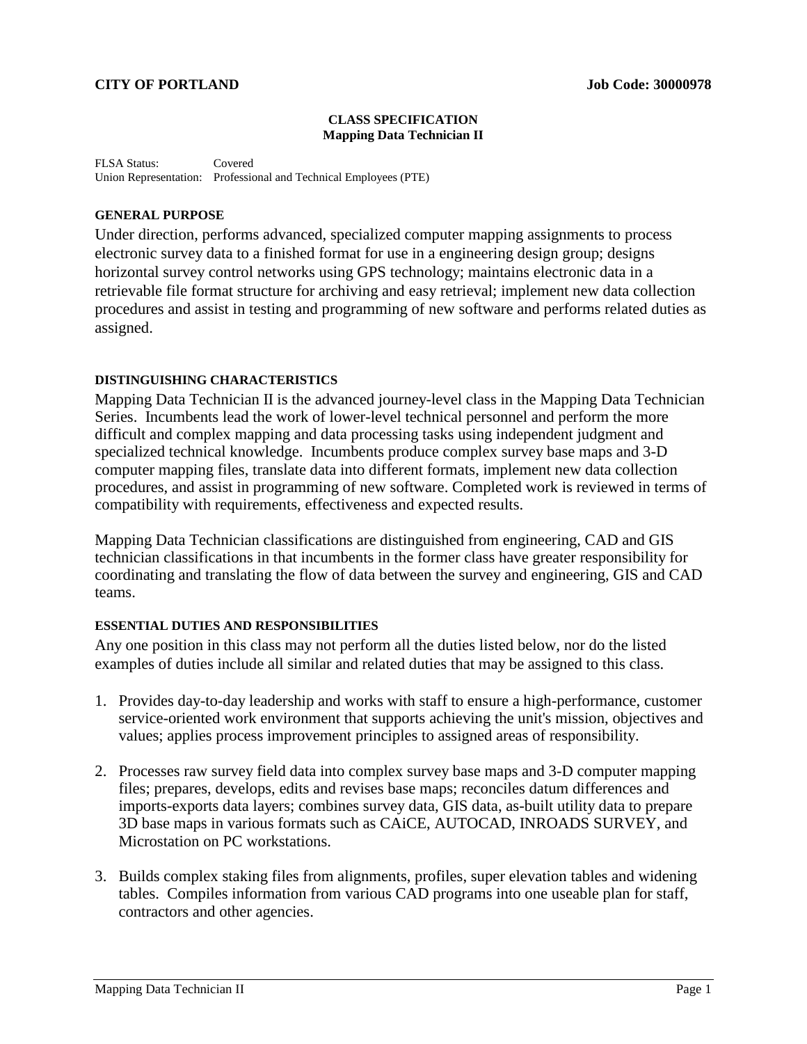**CITY OF PORTLAND** **Job Code: 30000978**

**CLASS SPECIFICATION**
**Mapping Data Technician II**

FLSA Status: Covered
Union Representation: Professional and Technical Employees (PTE)

## GENERAL PURPOSE

Under direction, performs advanced, specialized computer mapping assignments to process electronic survey data to a finished format for use in a engineering design group; designs horizontal survey control networks using GPS technology; maintains electronic data in a retrievable file format structure for archiving and easy retrieval; implement new data collection procedures and assist in testing and programming of new software and performs related duties as assigned.

## DISTINGUISHING CHARACTERISTICS

Mapping Data Technician II is the advanced journey-level class in the Mapping Data Technician Series. Incumbents lead the work of lower-level technical personnel and perform the more difficult and complex mapping and data processing tasks using independent judgment and specialized technical knowledge. Incumbents produce complex survey base maps and 3-D computer mapping files, translate data into different formats, implement new data collection procedures, and assist in programming of new software. Completed work is reviewed in terms of compatibility with requirements, effectiveness and expected results.

Mapping Data Technician classifications are distinguished from engineering, CAD and GIS technician classifications in that incumbents in the former class have greater responsibility for coordinating and translating the flow of data between the survey and engineering, GIS and CAD teams.

## ESSENTIAL DUTIES AND RESPONSIBILITIES

Any one position in this class may not perform all the duties listed below, nor do the listed examples of duties include all similar and related duties that may be assigned to this class.

1. Provides day-to-day leadership and works with staff to ensure a high-performance, customer service-oriented work environment that supports achieving the unit's mission, objectives and values; applies process improvement principles to assigned areas of responsibility.

2. Processes raw survey field data into complex survey base maps and 3-D computer mapping files; prepares, develops, edits and revises base maps; reconciles datum differences and imports-exports data layers; combines survey data, GIS data, as-built utility data to prepare 3D base maps in various formats such as CAiCE, AUTOCAD, INROADS SURVEY, and Microstation on PC workstations.

3. Builds complex staking files from alignments, profiles, super elevation tables and widening tables. Compiles information from various CAD programs into one useable plan for staff, contractors and other agencies.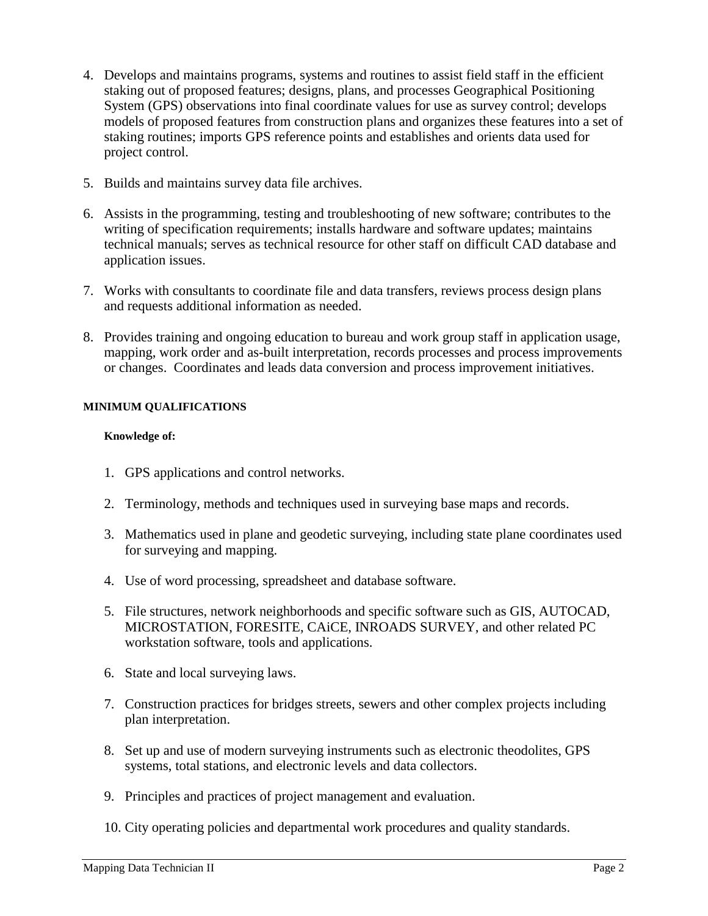4. Develops and maintains programs, systems and routines to assist field staff in the efficient staking out of proposed features; designs, plans, and processes Geographical Positioning System (GPS) observations into final coordinate values for use as survey control; develops models of proposed features from construction plans and organizes these features into a set of staking routines; imports GPS reference points and establishes and orients data used for project control.

5. Builds and maintains survey data file archives.

6. Assists in the programming, testing and troubleshooting of new software; contributes to the writing of specification requirements; installs hardware and software updates; maintains technical manuals; serves as technical resource for other staff on difficult CAD database and application issues.

7. Works with consultants to coordinate file and data transfers, reviews process design plans and requests additional information as needed.

8. Provides training and ongoing education to bureau and work group staff in application usage, mapping, work order and as-built interpretation, records processes and process improvements or changes. Coordinates and leads data conversion and process improvement initiatives.

#### MINIMUM QUALIFICATIONS

**Knowledge of:**

1. GPS applications and control networks.

2. Terminology, methods and techniques used in surveying base maps and records.

3. Mathematics used in plane and geodetic surveying, including state plane coordinates used for surveying and mapping.

4. Use of word processing, spreadsheet and database software.

5. File structures, network neighborhoods and specific software such as GIS, AUTOCAD, MICROSTATION, FORESITE, CAiCE, INROADS SURVEY, and other related PC workstation software, tools and applications.

6. State and local surveying laws.

7. Construction practices for bridges streets, sewers and other complex projects including plan interpretation.

8. Set up and use of modern surveying instruments such as electronic theodolites, GPS systems, total stations, and electronic levels and data collectors.

9. Principles and practices of project management and evaluation.

10. City operating policies and departmental work procedures and quality standards.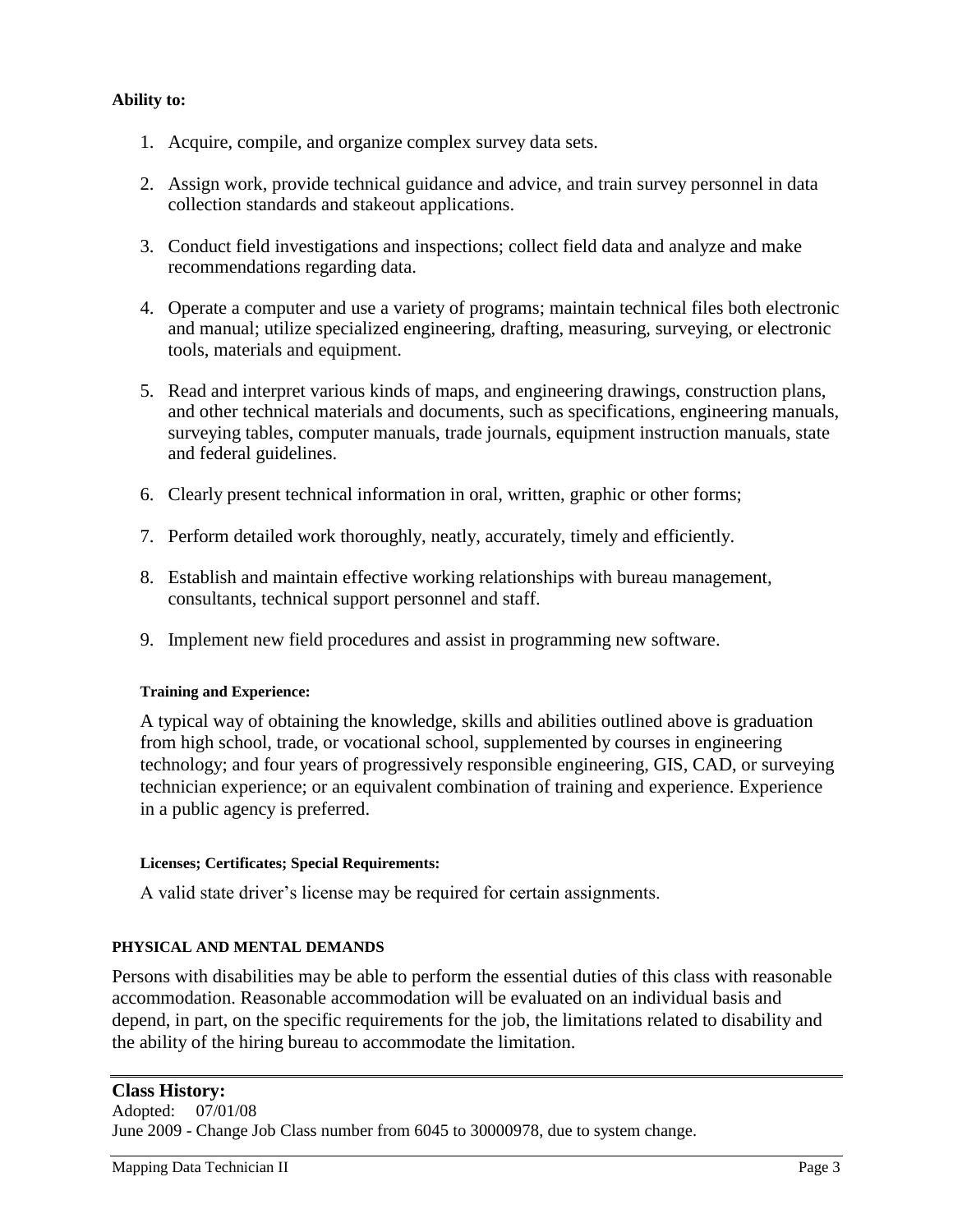**Ability to:**

1. Acquire, compile, and organize complex survey data sets.

2. Assign work, provide technical guidance and advice, and train survey personnel in data collection standards and stakeout applications.

3. Conduct field investigations and inspections; collect field data and analyze and make recommendations regarding data.

4. Operate a computer and use a variety of programs; maintain technical files both electronic and manual; utilize specialized engineering, drafting, measuring, surveying, or electronic tools, materials and equipment.

5. Read and interpret various kinds of maps, and engineering drawings, construction plans, and other technical materials and documents, such as specifications, engineering manuals, surveying tables, computer manuals, trade journals, equipment instruction manuals, state and federal guidelines.

6. Clearly present technical information in oral, written, graphic or other forms;

7. Perform detailed work thoroughly, neatly, accurately, timely and efficiently.

8. Establish and maintain effective working relationships with bureau management, consultants, technical support personnel and staff.

9. Implement new field procedures and assist in programming new software.

**Training and Experience:**

A typical way of obtaining the knowledge, skills and abilities outlined above is graduation from high school, trade, or vocational school, supplemented by courses in engineering technology; and four years of progressively responsible engineering, GIS, CAD, or surveying technician experience; or an equivalent combination of training and experience. Experience in a public agency is preferred.

**Licenses; Certificates; Special Requirements:**

A valid state driver's license may be required for certain assignments.

**PHYSICAL AND MENTAL DEMANDS**

Persons with disabilities may be able to perform the essential duties of this class with reasonable accommodation. Reasonable accommodation will be evaluated on an individual basis and depend, in part, on the specific requirements for the job, the limitations related to disability and the ability of the hiring bureau to accommodate the limitation.

---

**Class History:**

Adopted: 07/01/08

June 2009 - Change Job Class number from 6045 to 30000978, due to system change.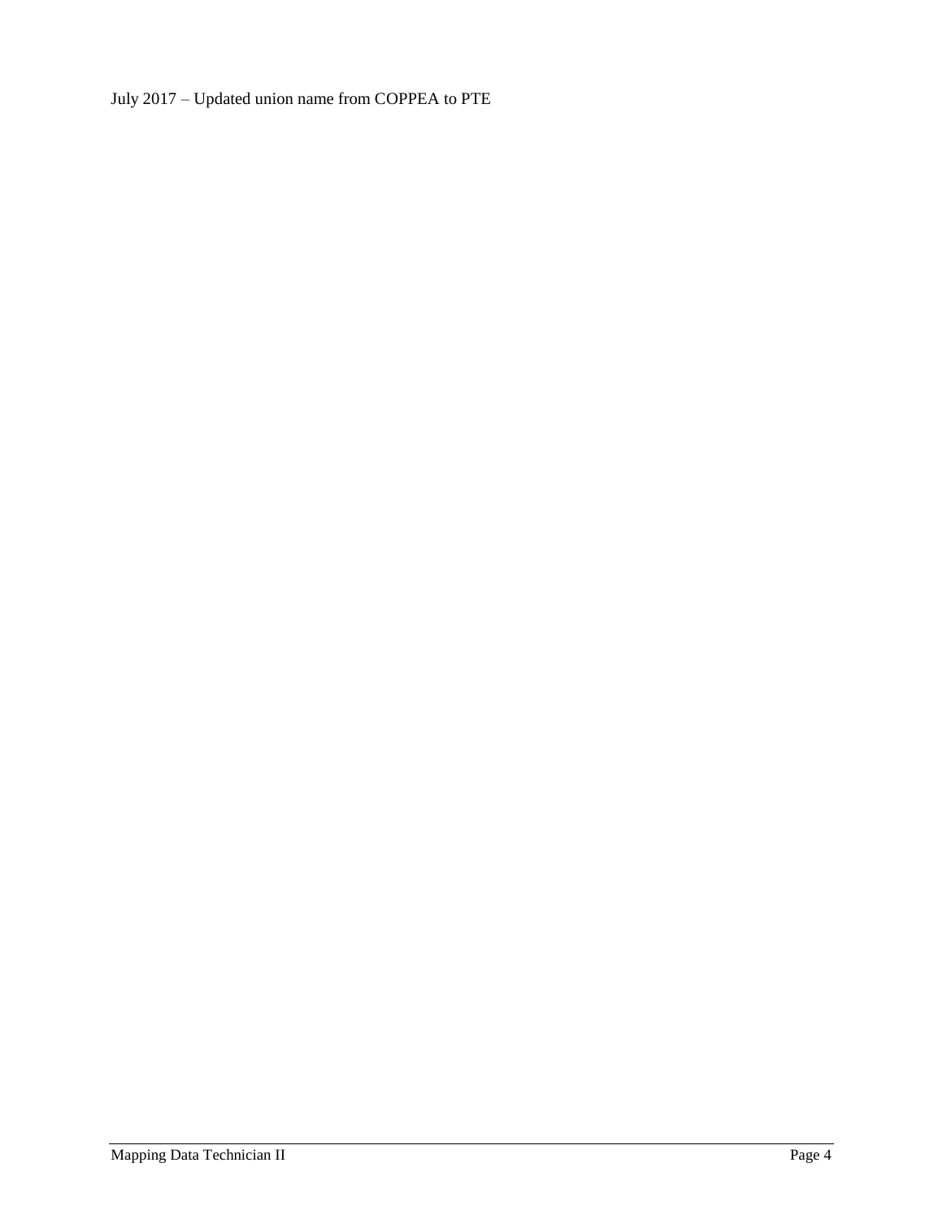July 2017 – Updated union name from COPPEA to PTE